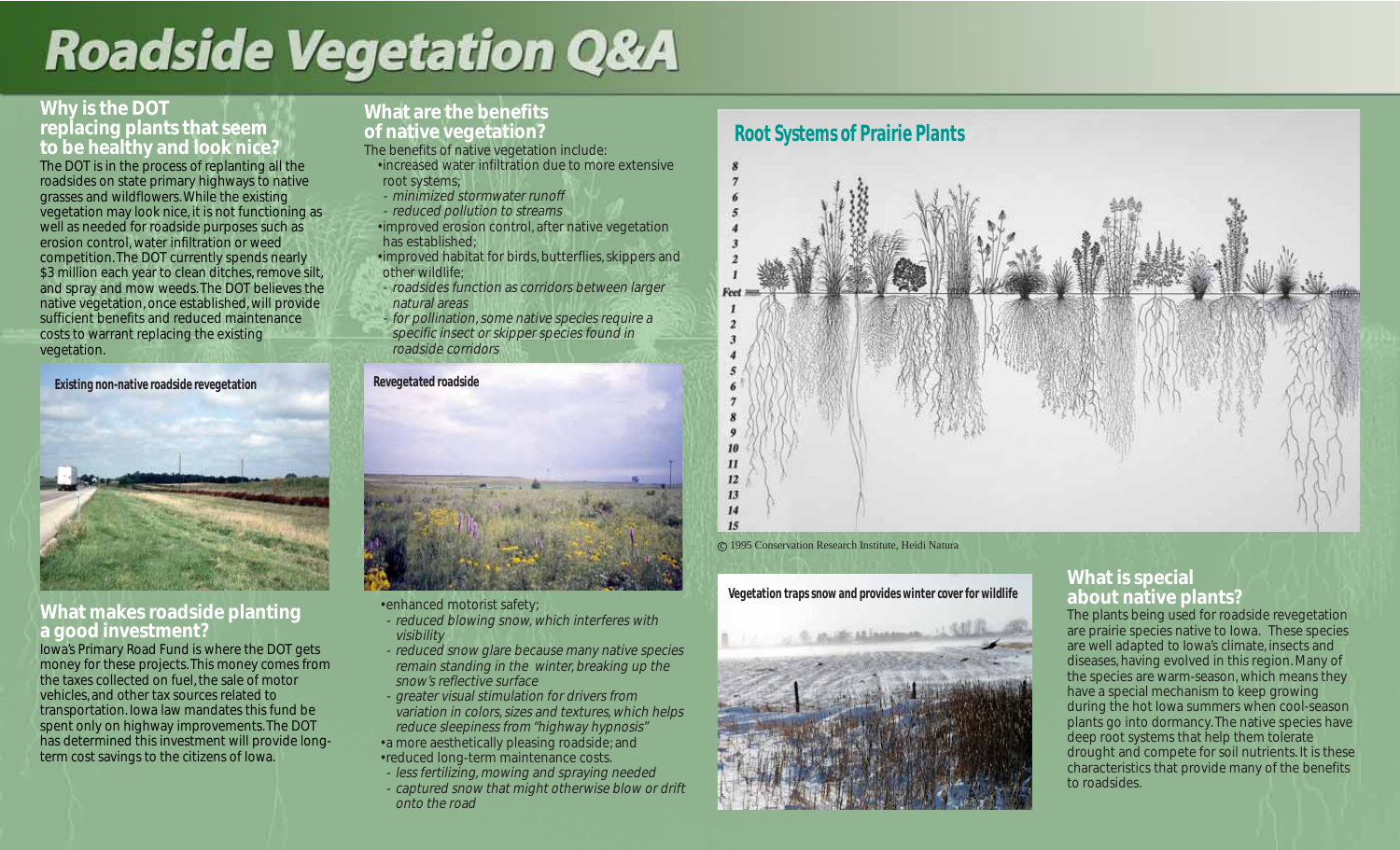# Roadside Vegetation Q&A

## Why is the DOT replacing plants that seem to be healthy and look nice?

The DOT is in the process of replanting all the roadsides on state primary highways to native grasses and wildflowers. While the existing vegetation may look nice, it is not functioning as well as needed for roadside purposes such as erosion control, water infiltration or weed competition. The DOT currently spends nearly $3 million each year to clean ditches, remove silt, and spray and mow weeds. The DOT believes the native vegetation, once established, will provide sufficient benefits and reduced maintenance costs to warrant replacing the existing vegetation.

Existing non-native roadside revegetation

## What makes roadside planting a good investment?

Iowa's Primary Road Fund is where the DOT gets money for these projects. This money comes from the taxes collected on fuel, the sale of motor vehicles, and other tax sources related to transportation. Iowa law mandates this fund be spent only on highway improvements. The DOT has determined this investment will provide long-term cost savings to the citizens of Iowa.

## What are the benefits of native vegetation?

The benefits of native vegetation include:

- increased water infiltration due to more extensive root systems;
  - *minimized stormwater runoff*
  - *reduced pollution to streams*
- improved erosion control, after native vegetation has established;
- improved habitat for birds, butterflies, skippers and other wildlife;
  - *roadsides function as corridors between larger natural areas*
  - *for pollination, some native species require a specific insect or skipper species found in roadside corridors*

Revegetated roadside

- enhanced motorist safety;
  - *reduced blowing snow, which interferes with visibility*
  - *reduced snow glare because many native species remain standing in the winter, breaking up the snow's reflective surface*
  - *greater visual stimulation for drivers from variation in colors, sizes and textures, which helps reduce sleepiness from "highway hypnosis"*
- a more aesthetically pleasing roadside; and
- reduced long-term maintenance costs.
  - *less fertilizing, mowing and spraying needed*
  - *captured snow that might otherwise blow or drift onto the road*

## Root Systems of Prairie Plants

© 1995 Conservation Research Institute, Heidi Natura

Vegetation traps snow and provides winter cover for wildlife

## What is special about native plants?

The plants being used for roadside revegetation are prairie species native to Iowa. These species are well adapted to Iowa's climate, insects and diseases, having evolved in this region. Many of the species are warm-season, which means they have a special mechanism to keep growing during the hot Iowa summers when cool-season plants go into dormancy. The native species have deep root systems that help them tolerate drought and compete for soil nutrients. It is these characteristics that provide many of the benefits to roadsides.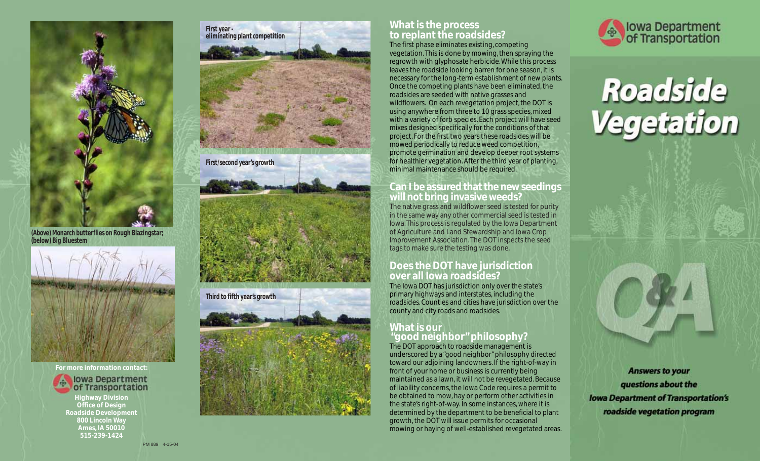(Above) Monarch butterflies on Rough Blazingstar; (below) Big Bluestem

For more information contact:

Iowa Department of Transportation

Highway Division
Office of Design
Roadside Development
800 Lincoln Way
Ames, IA 50010
515-239-1424

PM 889 4-15-04

First year - eliminating plant competition

First/second year's growth

Third to fifth year's growth

## What is the process to replant the roadsides?

The first phase eliminates existing, competing vegetation. This is done by mowing, then spraying the regrowth with glyphosate herbicide. While this process leaves the roadside looking barren for one season, it is necessary for the long-term establishment of new plants. Once the competing plants have been eliminated, the roadsides are seeded with native grasses and wildflowers. On each revegetation project, the DOT is using anywhere from three to 10 grass species, mixed with a variety of forb species. Each project will have seed mixes designed specifically for the conditions of that project. For the first two years these roadsides will be mowed periodically to reduce weed competition, promote germination and develop deeper root systems for healthier vegetation. After the third year of planting, minimal maintenance should be required.

## Can I be assured that the new seedings will not bring invasive weeds?

The native grass and wildflower seed is tested for purity in the same way any other commercial seed is tested in Iowa. This process is regulated by the Iowa Department of Agriculture and Land Stewardship and Iowa Crop Improvement Association. The DOT inspects the seed tags to make sure the testing was done.

## Does the DOT have jurisdiction over all Iowa roadsides?

The Iowa DOT has jurisdiction only over the state's primary highways and interstates, including the roadsides. Counties and cities have jurisdiction over the county and city roads and roadsides.

## What is our "good neighbor" philosophy?

The DOT approach to roadside management is underscored by a "good neighbor" philosophy directed toward our adjoining landowners. If the right-of-way in front of your home or business is currently being maintained as a lawn, it will not be revegetated. Because of liability concerns, the Iowa Code requires a permit to be obtained to mow, hay or perform other activities in the state's right-of-way. In some instances, where it is determined by the department to be beneficial to plant growth, the DOT will issue permits for occasional mowing or haying of well-established revegetated areas.

Iowa Department of Transportation

# Roadside Vegetation

Q&A

***Answers to your questions about the Iowa Department of Transportation's roadside vegetation program***